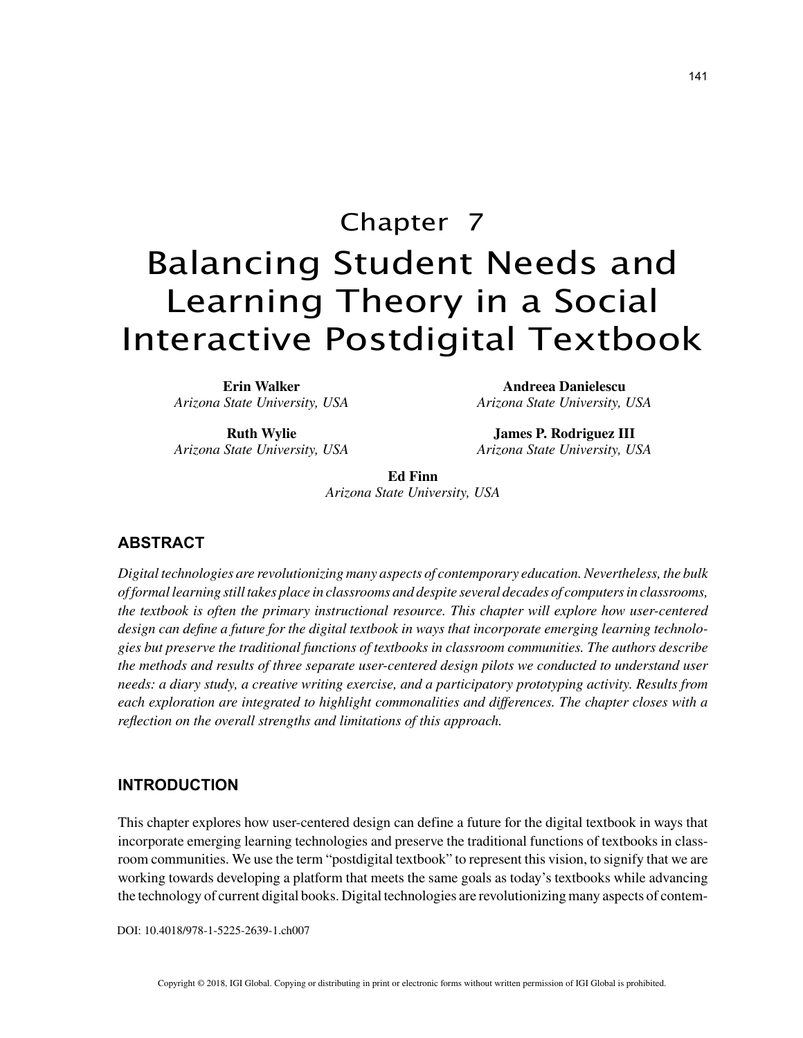# Chapter 7
# Balancing Student Needs and Learning Theory in a Social Interactive Postdigital Textbook

**Erin Walker**
*Arizona State University, USA*

**Andreea Danielescu**
*Arizona State University, USA*

**Ruth Wylie**
*Arizona State University, USA*

**James P. Rodriguez III**
*Arizona State University, USA*

**Ed Finn**
*Arizona State University, USA*

## ABSTRACT

*Digital technologies are revolutionizing many aspects of contemporary education. Nevertheless, the bulk of formal learning still takes place in classrooms and despite several decades of computers in classrooms, the textbook is often the primary instructional resource. This chapter will explore how user-centered design can define a future for the digital textbook in ways that incorporate emerging learning technologies but preserve the traditional functions of textbooks in classroom communities. The authors describe the methods and results of three separate user-centered design pilots we conducted to understand user needs: a diary study, a creative writing exercise, and a participatory prototyping activity. Results from each exploration are integrated to highlight commonalities and differences. The chapter closes with a reflection on the overall strengths and limitations of this approach.*

## INTRODUCTION

This chapter explores how user-centered design can define a future for the digital textbook in ways that incorporate emerging learning technologies and preserve the traditional functions of textbooks in classroom communities. We use the term "postdigital textbook" to represent this vision, to signify that we are working towards developing a platform that meets the same goals as today's textbooks while advancing the technology of current digital books. Digital technologies are revolutionizing many aspects of contem-

DOI: 10.4018/978-1-5225-2639-1.ch007

Copyright © 2018, IGI Global. Copying or distributing in print or electronic forms without written permission of IGI Global is prohibited.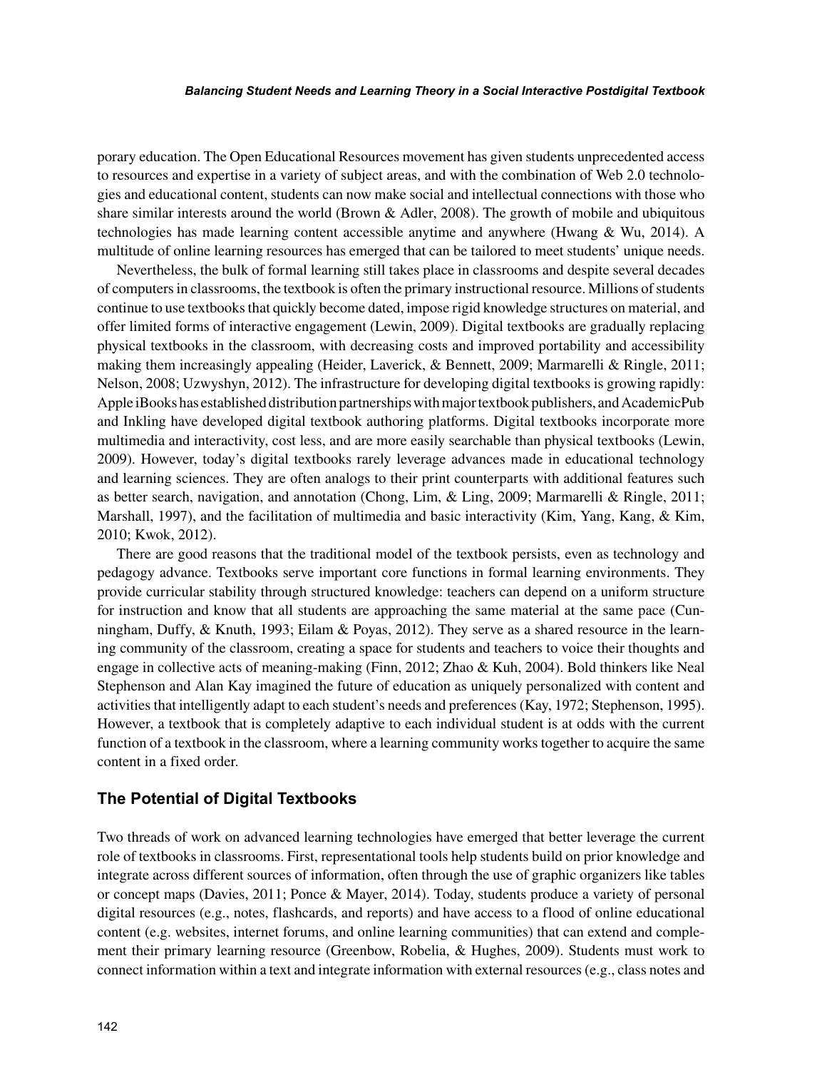porary education. The Open Educational Resources movement has given students unprecedented access to resources and expertise in a variety of subject areas, and with the combination of Web 2.0 technologies and educational content, students can now make social and intellectual connections with those who share similar interests around the world (Brown & Adler, 2008). The growth of mobile and ubiquitous technologies has made learning content accessible anytime and anywhere (Hwang & Wu, 2014). A multitude of online learning resources has emerged that can be tailored to meet students' unique needs.

Nevertheless, the bulk of formal learning still takes place in classrooms and despite several decades of computers in classrooms, the textbook is often the primary instructional resource. Millions of students continue to use textbooks that quickly become dated, impose rigid knowledge structures on material, and offer limited forms of interactive engagement (Lewin, 2009). Digital textbooks are gradually replacing physical textbooks in the classroom, with decreasing costs and improved portability and accessibility making them increasingly appealing (Heider, Laverick, & Bennett, 2009; Marmarelli & Ringle, 2011; Nelson, 2008; Uzwyshyn, 2012). The infrastructure for developing digital textbooks is growing rapidly: Apple iBooks has established distribution partnerships with major textbook publishers, and AcademicPub and Inkling have developed digital textbook authoring platforms. Digital textbooks incorporate more multimedia and interactivity, cost less, and are more easily searchable than physical textbooks (Lewin, 2009). However, today's digital textbooks rarely leverage advances made in educational technology and learning sciences. They are often analogs to their print counterparts with additional features such as better search, navigation, and annotation (Chong, Lim, & Ling, 2009; Marmarelli & Ringle, 2011; Marshall, 1997), and the facilitation of multimedia and basic interactivity (Kim, Yang, Kang, & Kim, 2010; Kwok, 2012).

There are good reasons that the traditional model of the textbook persists, even as technology and pedagogy advance. Textbooks serve important core functions in formal learning environments. They provide curricular stability through structured knowledge: teachers can depend on a uniform structure for instruction and know that all students are approaching the same material at the same pace (Cunningham, Duffy, & Knuth, 1993; Eilam & Poyas, 2012). They serve as a shared resource in the learning community of the classroom, creating a space for students and teachers to voice their thoughts and engage in collective acts of meaning-making (Finn, 2012; Zhao & Kuh, 2004). Bold thinkers like Neal Stephenson and Alan Kay imagined the future of education as uniquely personalized with content and activities that intelligently adapt to each student's needs and preferences (Kay, 1972; Stephenson, 1995). However, a textbook that is completely adaptive to each individual student is at odds with the current function of a textbook in the classroom, where a learning community works together to acquire the same content in a fixed order.

## The Potential of Digital Textbooks

Two threads of work on advanced learning technologies have emerged that better leverage the current role of textbooks in classrooms. First, representational tools help students build on prior knowledge and integrate across different sources of information, often through the use of graphic organizers like tables or concept maps (Davies, 2011; Ponce & Mayer, 2014). Today, students produce a variety of personal digital resources (e.g., notes, flashcards, and reports) and have access to a flood of online educational content (e.g. websites, internet forums, and online learning communities) that can extend and complement their primary learning resource (Greenbow, Robelia, & Hughes, 2009). Students must work to connect information within a text and integrate information with external resources (e.g., class notes and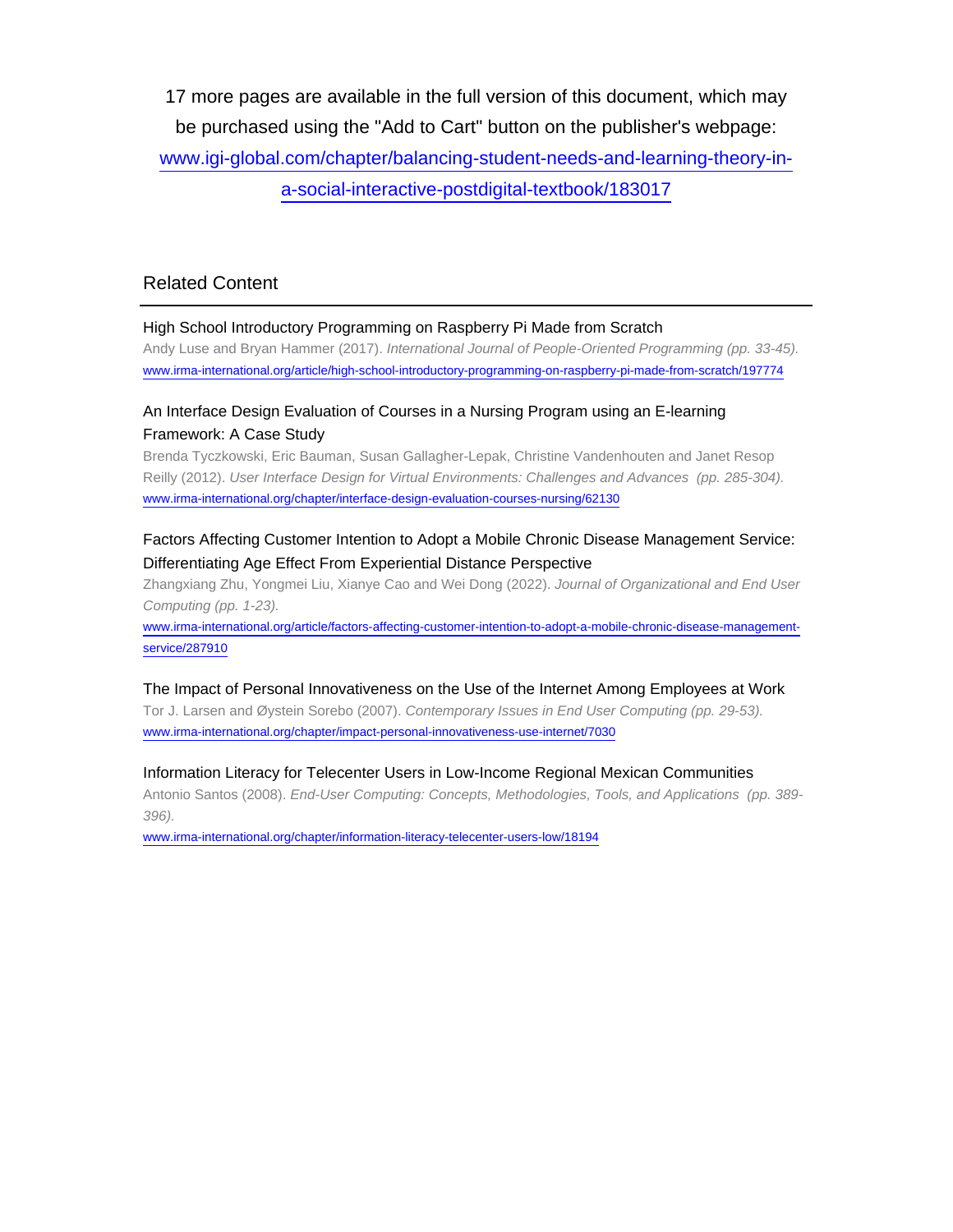17 more pages are available in the full version of this document, which may be purchased using the "Add to Cart" button on the publisher's webpage: [www.igi-global.com/chapter/balancing-student-needs-and-learning-theory-in-a-social-interactive-postdigital-textbook/183017](www.igi-global.com/chapter/balancing-student-needs-and-learning-theory-in-a-social-interactive-postdigital-textbook/183017)

## Related Content

High School Introductory Programming on Raspberry Pi Made from Scratch
Andy Luse and Bryan Hammer (2017). *International Journal of People-Oriented Programming (pp. 33-45).*
[www.irma-international.org/article/high-school-introductory-programming-on-raspberry-pi-made-from-scratch/197774](www.irma-international.org/article/high-school-introductory-programming-on-raspberry-pi-made-from-scratch/197774)

An Interface Design Evaluation of Courses in a Nursing Program using an E-learning Framework: A Case Study
Brenda Tyczkowski, Eric Bauman, Susan Gallagher-Lepak, Christine Vandenhouten and Janet Resop Reilly (2012). *User Interface Design for Virtual Environments: Challenges and Advances (pp. 285-304).*
[www.irma-international.org/chapter/interface-design-evaluation-courses-nursing/62130](www.irma-international.org/chapter/interface-design-evaluation-courses-nursing/62130)

Factors Affecting Customer Intention to Adopt a Mobile Chronic Disease Management Service: Differentiating Age Effect From Experiential Distance Perspective
Zhangxiang Zhu, Yongmei Liu, Xianye Cao and Wei Dong (2022). *Journal of Organizational and End User Computing (pp. 1-23).*
[www.irma-international.org/article/factors-affecting-customer-intention-to-adopt-a-mobile-chronic-disease-management-service/287910](www.irma-international.org/article/factors-affecting-customer-intention-to-adopt-a-mobile-chronic-disease-management-service/287910)

The Impact of Personal Innovativeness on the Use of the Internet Among Employees at Work
Tor J. Larsen and Øystein Sorebo (2007). *Contemporary Issues in End User Computing (pp. 29-53).*
[www.irma-international.org/chapter/impact-personal-innovativeness-use-internet/7030](www.irma-international.org/chapter/impact-personal-innovativeness-use-internet/7030)

Information Literacy for Telecenter Users in Low-Income Regional Mexican Communities
Antonio Santos (2008). *End-User Computing: Concepts, Methodologies, Tools, and Applications (pp. 389-396).*
[www.irma-international.org/chapter/information-literacy-telecenter-users-low/18194](www.irma-international.org/chapter/information-literacy-telecenter-users-low/18194)